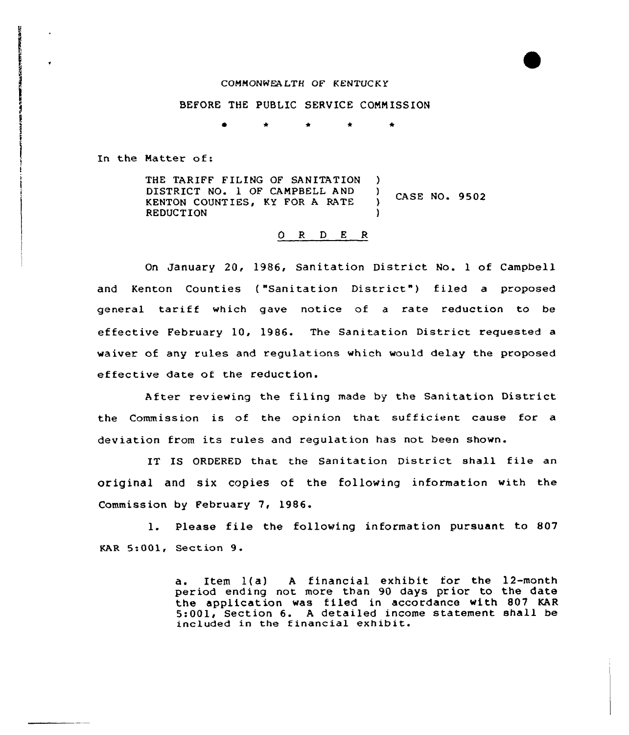COMMONWEALTH OF KENTUCKY

BEFORE THE PUBLIC SERVICE COMMISSION

\* \* \* \* \*

In the Matter of:

THE TARIFF FILING OF SANITATION DISTRICT NO. 1 OF CAMPBELL AND KENTON COUNTIES, KY FOR A RATE REDUCTION ) CASE NO. 9502

## O R D E R

On January 20, 1986, Sanitation District No. 1 of Campbell and Kenton Counties ("Sanitation District") filed a proposed general tariff which gave notice of a rate reduction to be effective February 10, 1986. The Sanitation District requested a waiver of any rules and regulations which would delay the proposed effective date of the reduction.

After reviewing the filing made by the Sanitation District the Commission is of the opinion that sufficient cause for a deviation from its rules and regulation has not been shown.

IT IS ORDERED that the Sanitation District shall file an original and six copies of the following information with the Commission by February 7, 1986.

1. Please file the following information pursuant to 807 KAR 5:001, Section 9.

> a. Item 1(a) A financial exhibit for the 12-month period ending not more than 90 days prior to the date the application was filed in accordance with 807 KAR 5:001, Section 6. A detailed income statement shall be included in the financial exhibit.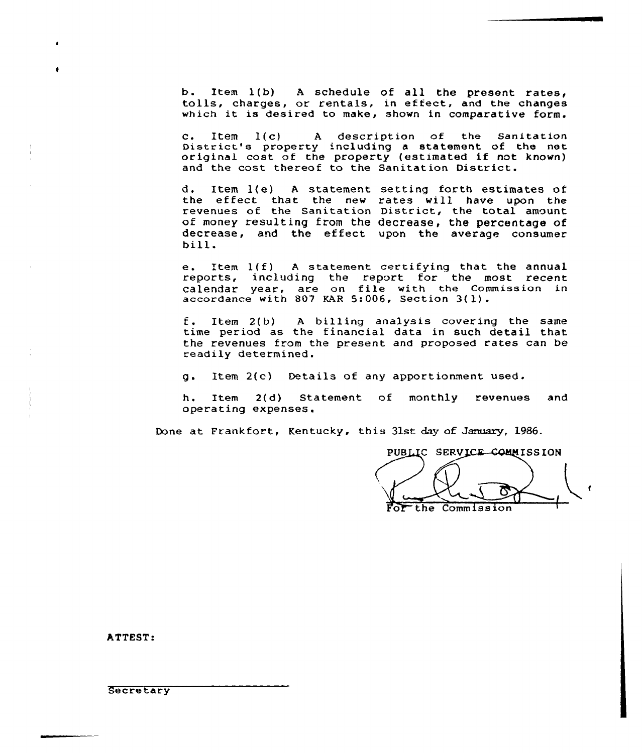b. Item 1(b) A schedule of all the present rates, tolls, charges, or rentals, in effect, and the changes which it is desired to make, shown in comparative form.

c. Item 1(c) A description of the Sanitation District's property including a statement of the net original cost of the property (estimated if not known) and the cost thereof to the Sanitation District.

d. Item 1(e) A statement setting forth estimates of the effect that the new rates will have upon the revenues of the Sanitation District, the total amount of money resulting from the decrease, the percentage of decrease, and the effect upon the average consumer bill.

e. Item 1(f) A statement certifying that the annual reports, including the report for the most recent calendar year, are on file with the Commission in accordance with 807 KAR 5:006, Section 3(1).

f. Item 2(b) A billing analysis covering the same time period as the financial data in such detail that the revenues from the present and proposed rates can be readily determined.

g. Item 2(c) Details of any apportionment used.

h. Item 2(d) Statement of monthly revenues and operating expenses.

Done at Frankfort, Kentucky, this 31st day of January, 1986.

PUBLIC SERVICE COMMISSION

For the Commission

ATTEST:

Secretary